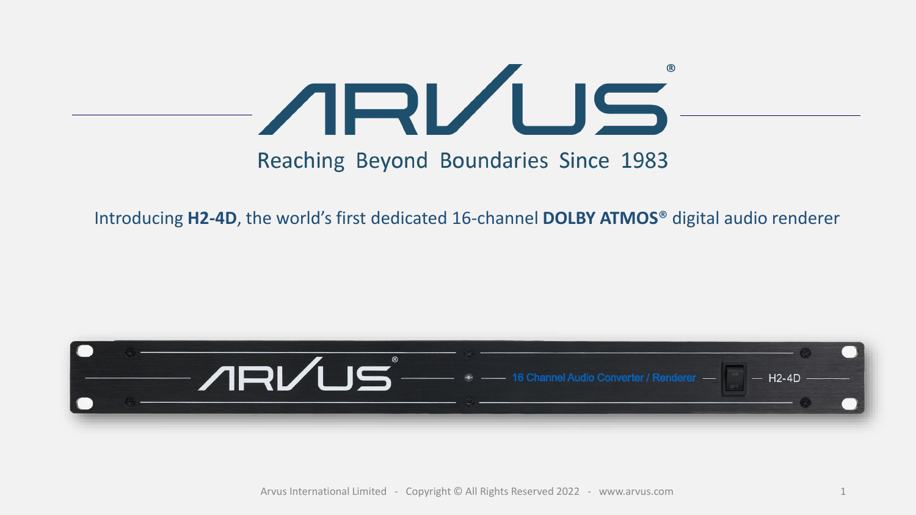# ARVUS®

Reaching Beyond Boundaries Since 1983

Introducing **H2-4D**, the world's first dedicated 16-channel **DOLBY ATMOS®** digital audio renderer

Arvus International Limited - Copyright © All Rights Reserved 2022 - www.arvus.com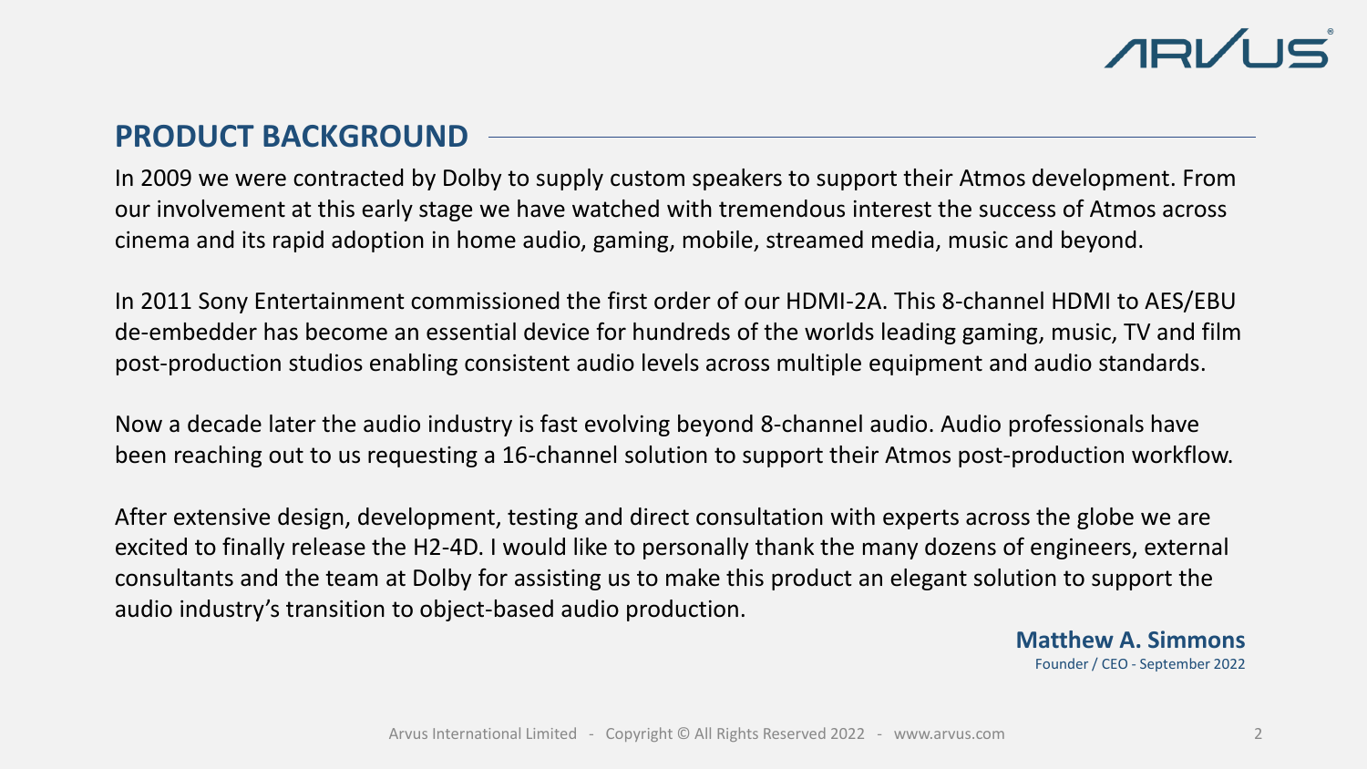## PRODUCT BACKGROUND

In 2009 we were contracted by Dolby to supply custom speakers to support their Atmos development. From our involvement at this early stage we have watched with tremendous interest the success of Atmos across cinema and its rapid adoption in home audio, gaming, mobile, streamed media, music and beyond.

In 2011 Sony Entertainment commissioned the first order of our HDMI-2A. This 8-channel HDMI to AES/EBU de-embedder has become an essential device for hundreds of the worlds leading gaming, music, TV and film post-production studios enabling consistent audio levels across multiple equipment and audio standards.

Now a decade later the audio industry is fast evolving beyond 8-channel audio. Audio professionals have been reaching out to us requesting a 16-channel solution to support their Atmos post-production workflow.

After extensive design, development, testing and direct consultation with experts across the globe we are excited to finally release the H2-4D. I would like to personally thank the many dozens of engineers, external consultants and the team at Dolby for assisting us to make this product an elegant solution to support the audio industry's transition to object-based audio production.

**Matthew A. Simmons**
Founder / CEO - September 2022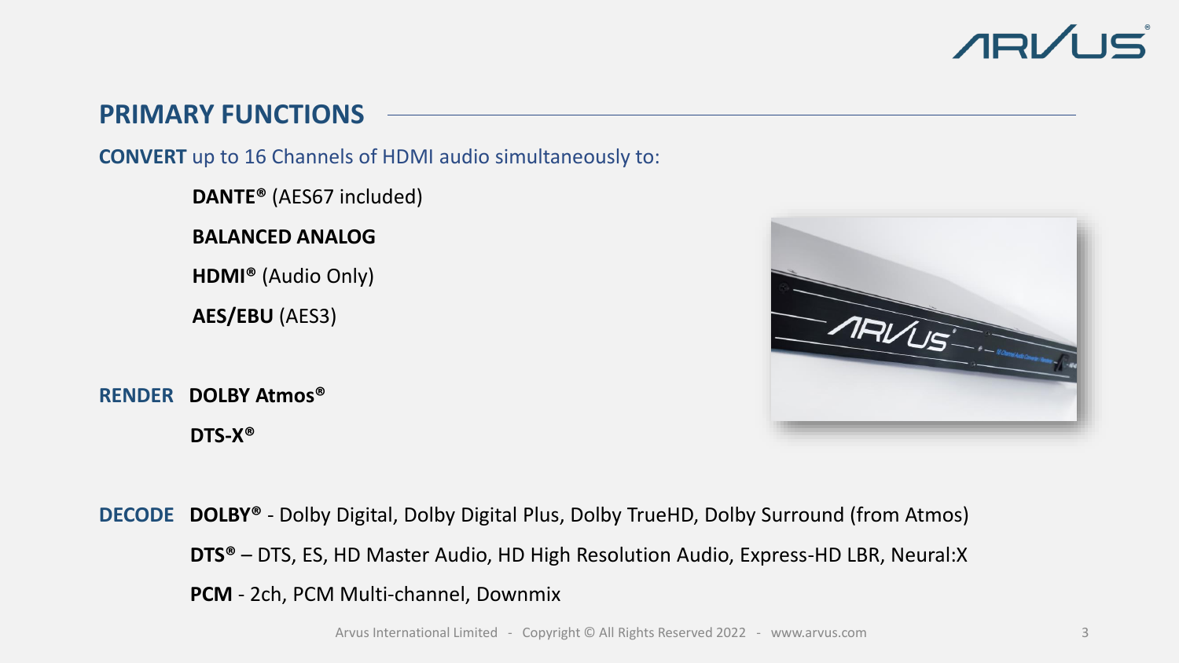## PRIMARY FUNCTIONS

**CONVERT** up to 16 Channels of HDMI audio simultaneously to:

- **DANTE®** (AES67 included)
- **BALANCED ANALOG**
- **HDMI®** (Audio Only)
- **AES/EBU** (AES3)

**RENDER**

- **DOLBY Atmos®**
- **DTS-X®**

**DECODE**

- **DOLBY®** - Dolby Digital, Dolby Digital Plus, Dolby TrueHD, Dolby Surround (from Atmos)
- **DTS®** – DTS, ES, HD Master Audio, HD High Resolution Audio, Express-HD LBR, Neural:X
- **PCM** - 2ch, PCM Multi-channel, Downmix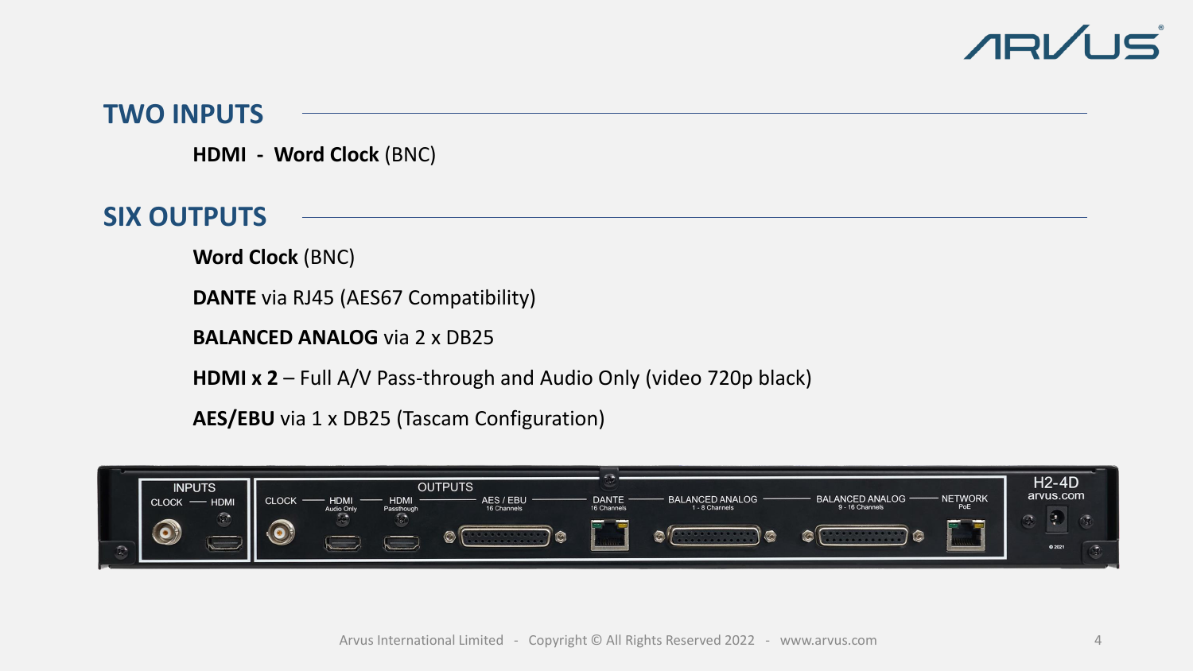## TWO INPUTS

**HDMI - Word Clock** (BNC)

## SIX OUTPUTS

**Word Clock** (BNC)

**DANTE** via RJ45 (AES67 Compatibility)

**BALANCED ANALOG** via 2 x DB25

**HDMI x 2** – Full A/V Pass-through and Audio Only (video 720p black)

**AES/EBU** via 1 x DB25 (Tascam Configuration)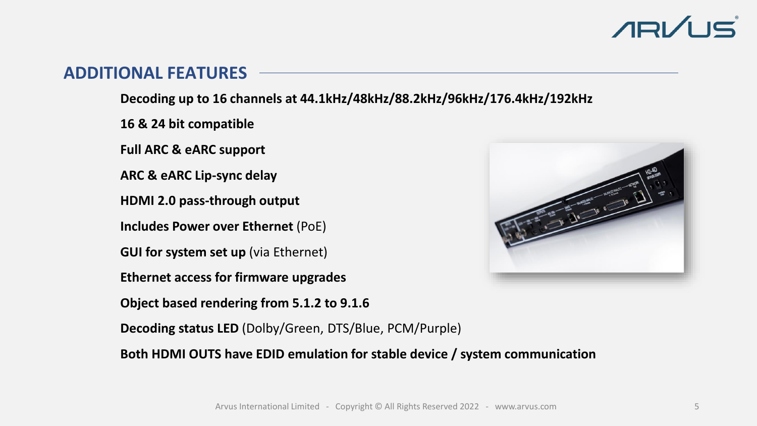## ADDITIONAL FEATURES

**Decoding up to 16 channels at 44.1kHz/48kHz/88.2kHz/96kHz/176.4kHz/192kHz**

**16 & 24 bit compatible**

**Full ARC & eARC support**

**ARC & eARC Lip-sync delay**

**HDMI 2.0 pass-through output**

**Includes Power over Ethernet** (PoE)

**GUI for system set up** (via Ethernet)

**Ethernet access for firmware upgrades**

**Object based rendering from 5.1.2 to 9.1.6**

**Decoding status LED** (Dolby/Green, DTS/Blue, PCM/Purple)

**Both HDMI OUTS have EDID emulation for stable device / system communication**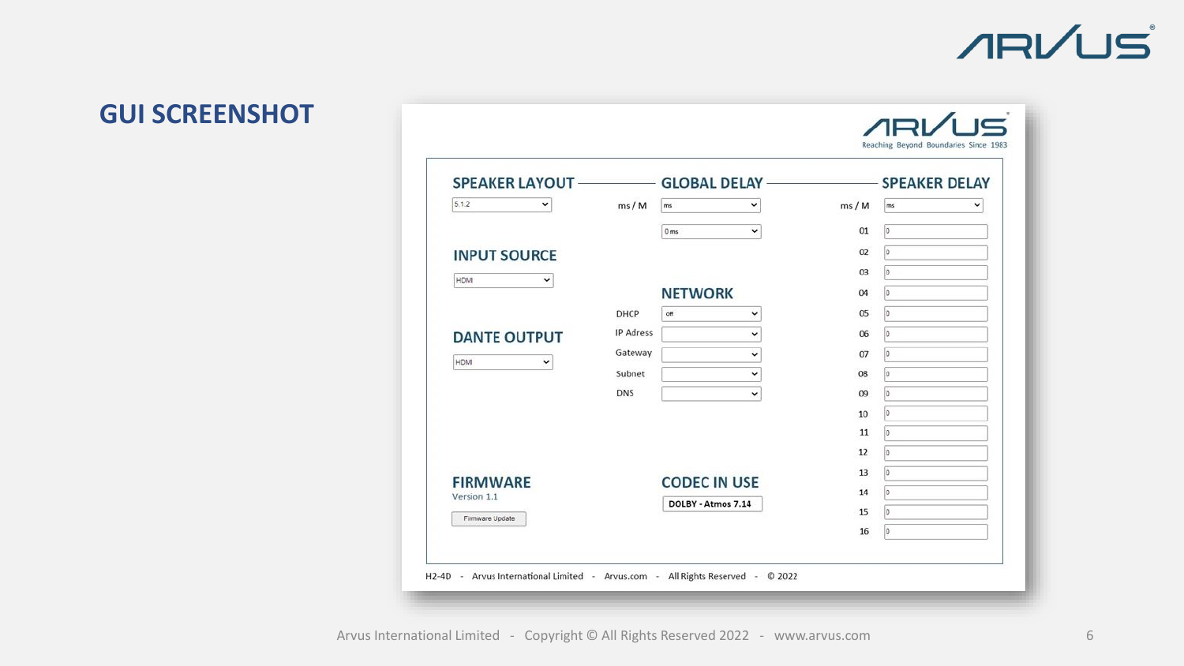## GUI SCREENSHOT

ARVUS
Reaching Beyond Boundaries Since 1983

**SPEAKER LAYOUT**

5.1.2

**INPUT SOURCE**

HDMI

**DANTE OUTPUT**

HDMI

**FIRMWARE**

Version 1.1

Firmware Update

**GLOBAL DELAY**

ms / M: ms

0 ms

**NETWORK**

| | |
|---|---|
| DHCP | off |
| IP Adress | |
| Gateway | |
| Subnet | |
| DNS | |

**CODEC IN USE**

DOLBY - Atmos 7.14

**SPEAKER DELAY**

ms / M: ms

| Speaker | Delay |
|---|---|
| 01 | 0 |
| 02 | 0 |
| 03 | 0 |
| 04 | 0 |
| 05 | 0 |
| 06 | 0 |
| 07 | 0 |
| 08 | 0 |
| 09 | 0 |
| 10 | 0 |
| 11 | 0 |
| 12 | 0 |
| 13 | 0 |
| 14 | 0 |
| 15 | 0 |
| 16 | 0 |

H2-4D - Arvus International Limited - Arvus.com - All Rights Reserved - © 2022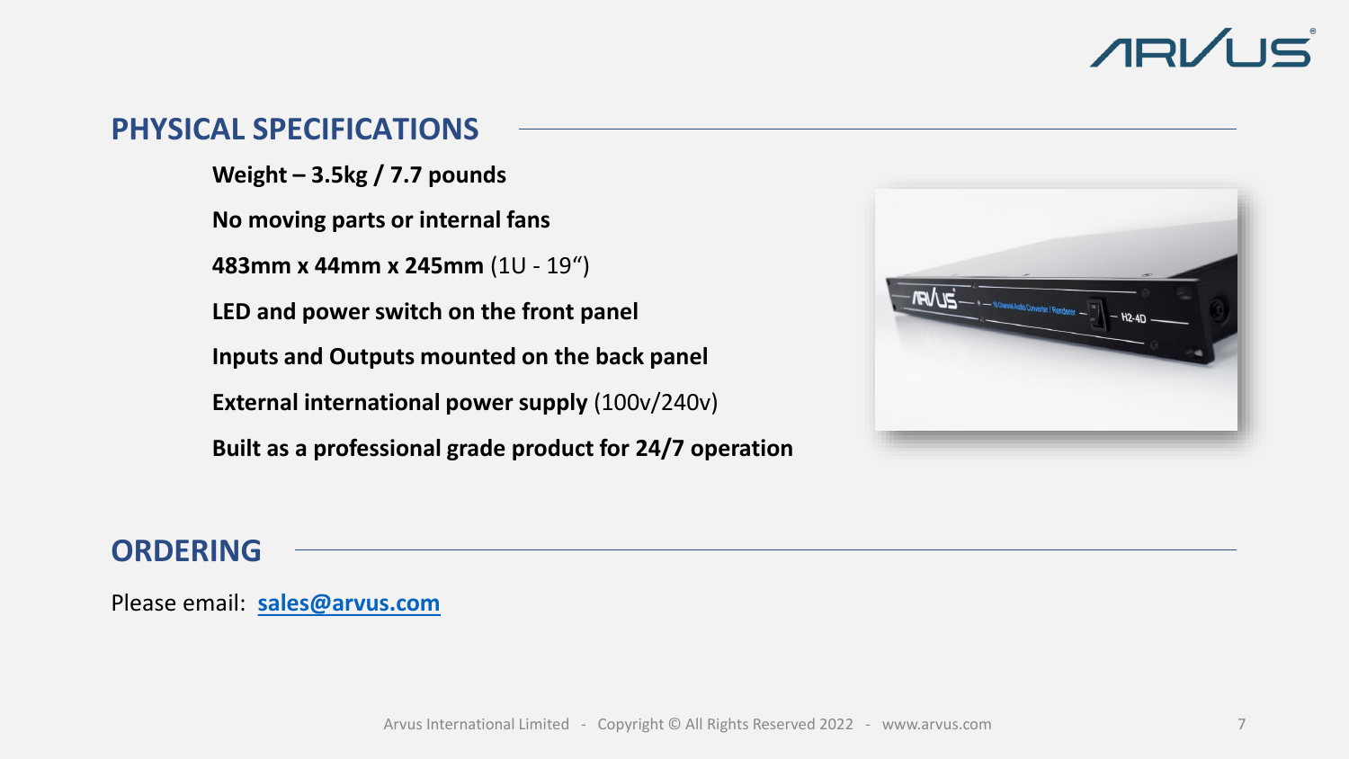## PHYSICAL SPECIFICATIONS

**Weight – 3.5kg / 7.7 pounds**

**No moving parts or internal fans**

**483mm x 44mm x 245mm** (1U - 19“)

**LED and power switch on the front panel**

**Inputs and Outputs mounted on the back panel**

**External international power supply** (100v/240v)

**Built as a professional grade product for 24/7 operation**

## ORDERING

Please email: **sales@arvus.com**